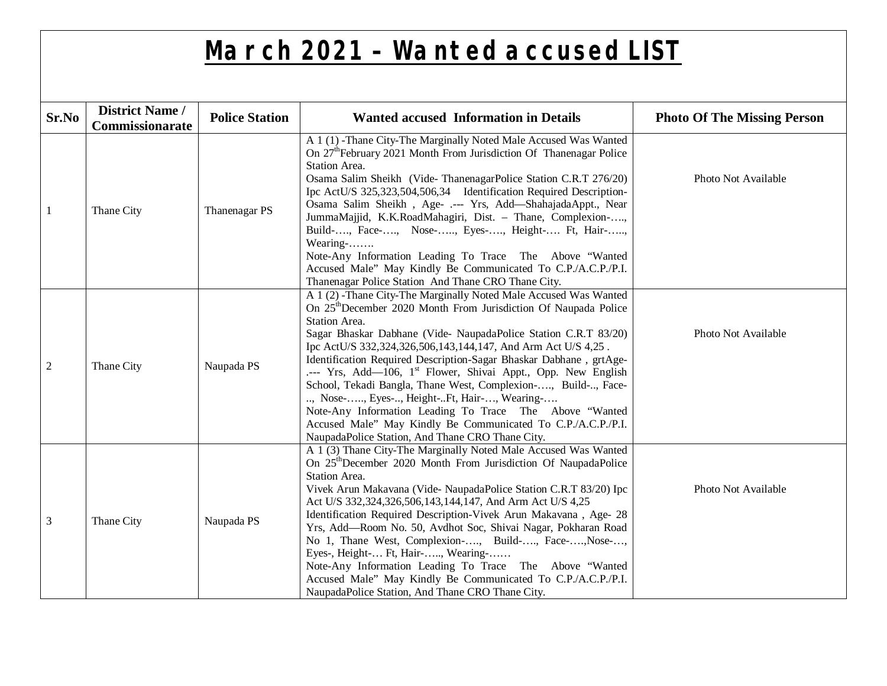# March 2021 – Wanted accused LIST

| Sr.No | District Name / Commissionarate | Police Station | Wanted accused Information in Details | Photo Of The Missing Person |
|---|---|---|---|---|
| 1 | Thane City | Thanenagar PS | A 1 (1) -Thane City-The Marginally Noted Male Accused Was Wanted On 27th February 2021 Month From Jurisdiction Of Thanenagar Police Station Area. Osama Salim Sheikh (Vide- ThanenagarPolice Station C.R.T 276/20) Ipc ActU/S 325,323,504,506,34 Identification Required Description-Osama Salim Sheikh , Age- .--- Yrs, Add—ShahajadaAppt., Near JummaMajjid, K.K.RoadMahagiri, Dist. – Thane, Complexion-….., Build-…., Face-…., Nose-….., Eyes-…., Height-…. Ft, Hair-….., Wearing-……. Note-Any Information Leading To Trace The Above "Wanted Accused Male" May Kindly Be Communicated To C.P./A.C.P./P.I. Thanenagar Police Station And Thane CRO Thane City. | Photo Not Available |
| 2 | Thane City | Naupada PS | A 1 (2) -Thane City-The Marginally Noted Male Accused Was Wanted On 25th December 2020 Month From Jurisdiction Of Naupada Police Station Area. Sagar Bhaskar Dabhane (Vide- NaupadaPolice Station C.R.T 83/20) Ipc ActU/S 332,324,326,506,143,144,147, And Arm Act U/S 4,25 . Identification Required Description-Sagar Bhaskar Dabhane , grtAge- .--- Yrs, Add—106, 1st Flower, Shivai Appt., Opp. New English School, Tekadi Bangla, Thane West, Complexion-…., Build-.., Face-.., Nose-….., Eyes-.., Height-..Ft, Hair-…, Wearing-…. Note-Any Information Leading To Trace The Above "Wanted Accused Male" May Kindly Be Communicated To C.P./A.C.P./P.I. NaupadaPolice Station, And Thane CRO Thane City. | Photo Not Available |
| 3 | Thane City | Naupada PS | A 1 (3) Thane City-The Marginally Noted Male Accused Was Wanted On 25th December 2020 Month From Jurisdiction Of NaupadaPolice Station Area. Vivek Arun Makavana (Vide- NaupadaPolice Station C.R.T 83/20) Ipc Act U/S 332,324,326,506,143,144,147, And Arm Act U/S 4,25 Identification Required Description-Vivek Arun Makavana , Age- 28 Yrs, Add—Room No. 50, Avdhot Soc, Shivai Nagar, Pokharan Road No 1, Thane West, Complexion-…., Build-…., Face-….,Nose-…, Eyes-, Height-… Ft, Hair-….., Wearing-…… Note-Any Information Leading To Trace The Above "Wanted Accused Male" May Kindly Be Communicated To C.P./A.C.P./P.I. NaupadaPolice Station, And Thane CRO Thane City. | Photo Not Available |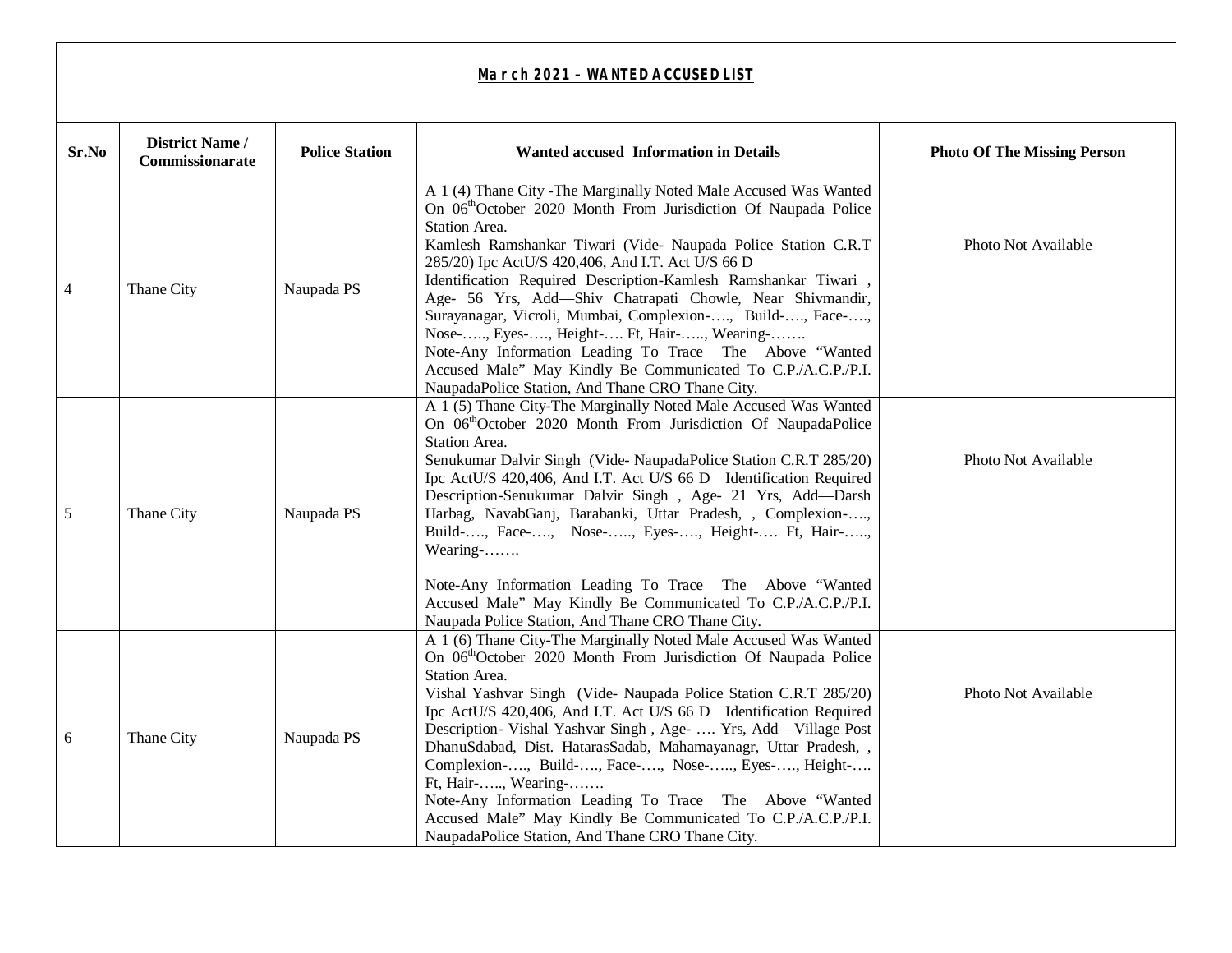**March 2021 – WANTED ACCUSED LIST**

| Sr.No | District Name / Commissionarate | Police Station | Wanted accused Information in Details | Photo Of The Missing Person |
|---|---|---|---|---|
| 4 | Thane City | Naupada PS | A 1 (4) Thane City -The Marginally Noted Male Accused Was Wanted On 06th October 2020 Month From Jurisdiction Of Naupada Police Station Area. Kamlesh Ramshankar Tiwari (Vide- Naupada Police Station C.R.T 285/20) Ipc ActU/S 420,406, And I.T. Act U/S 66 D Identification Required Description-Kamlesh Ramshankar Tiwari , Age- 56 Yrs, Add—Shiv Chatrapati Chowle, Near Shivmandir, Surayanagar, Vicroli, Mumbai, Complexion-…., Build-…., Face-…., Nose-….., Eyes-…., Height-…. Ft, Hair-….., Wearing-……. Note-Any Information Leading To Trace The Above "Wanted Accused Male" May Kindly Be Communicated To C.P./A.C.P./P.I. NaupadaPolice Station, And Thane CRO Thane City. | Photo Not Available |
| 5 | Thane City | Naupada PS | A 1 (5) Thane City-The Marginally Noted Male Accused Was Wanted On 06th October 2020 Month From Jurisdiction Of NaupadaPolice Station Area. Senukumar Dalvir Singh (Vide- NaupadaPolice Station C.R.T 285/20) Ipc ActU/S 420,406, And I.T. Act U/S 66 D Identification Required Description-Senukumar Dalvir Singh , Age- 21 Yrs, Add—Darsh Harbag, NavabGanj, Barabanki, Uttar Pradesh, , Complexion-…., Build-…., Face-…., Nose-….., Eyes-…., Height-…. Ft, Hair-….., Wearing-……. Note-Any Information Leading To Trace The Above "Wanted Accused Male" May Kindly Be Communicated To C.P./A.C.P./P.I. Naupada Police Station, And Thane CRO Thane City. | Photo Not Available |
| 6 | Thane City | Naupada PS | A 1 (6) Thane City-The Marginally Noted Male Accused Was Wanted On 06th October 2020 Month From Jurisdiction Of Naupada Police Station Area. Vishal Yashvar Singh (Vide- Naupada Police Station C.R.T 285/20) Ipc ActU/S 420,406, And I.T. Act U/S 66 D Identification Required Description- Vishal Yashvar Singh , Age- …. Yrs, Add—Village Post DhanuSdabad, Dist. HatarasSadab, Mahamayanagr, Uttar Pradesh, , Complexion-…., Build-…., Face-…., Nose-….., Eyes-…., Height-…. Ft, Hair-….., Wearing-……. Note-Any Information Leading To Trace The Above "Wanted Accused Male" May Kindly Be Communicated To C.P./A.C.P./P.I. NaupadaPolice Station, And Thane CRO Thane City. | Photo Not Available |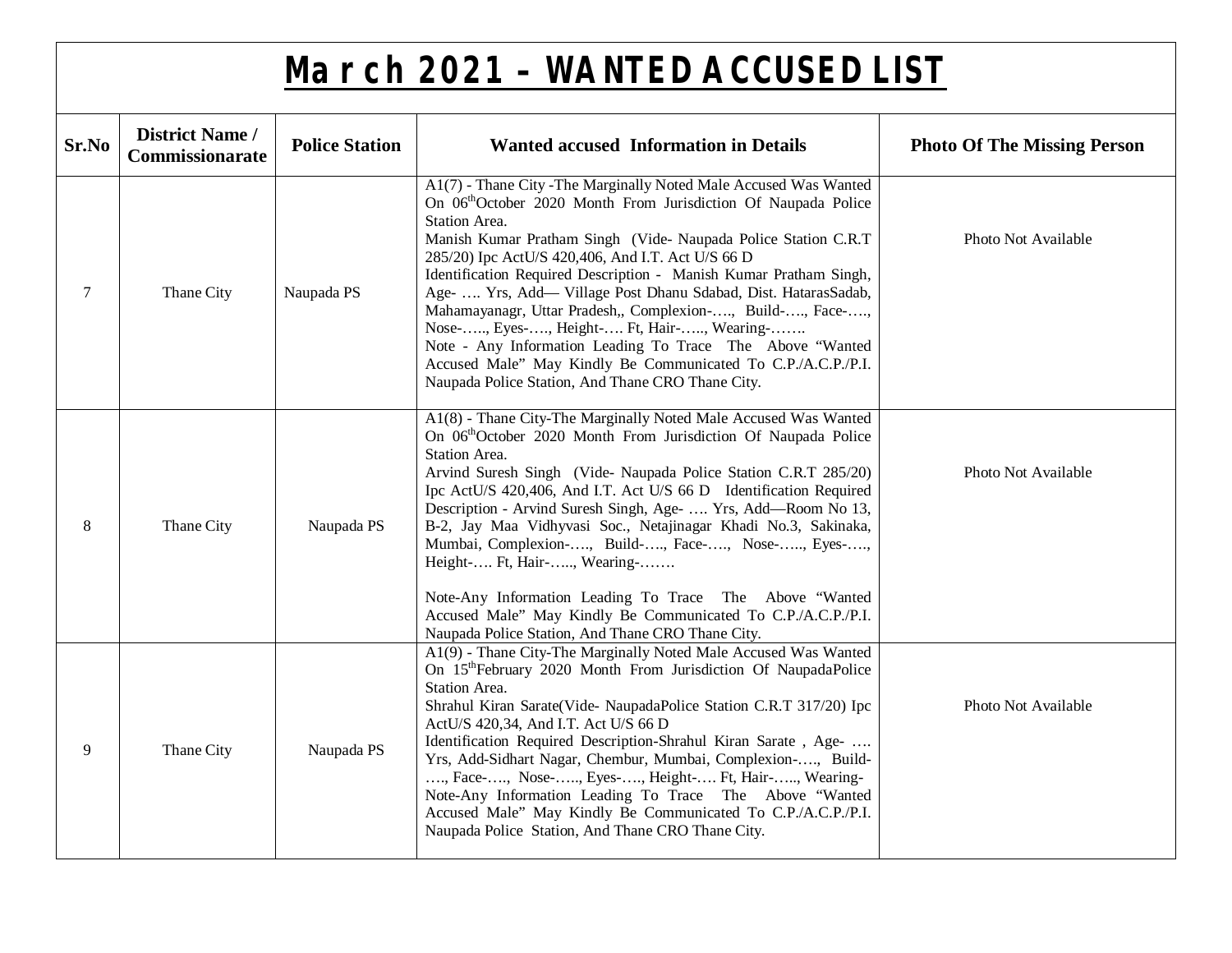# March 2021 – WANTED ACCUSED LIST

| Sr.No | District Name / Commissionarate | Police Station | Wanted accused Information in Details | Photo Of The Missing Person |
|---|---|---|---|---|
| 7 | Thane City | Naupada PS | A1(7) - Thane City -The Marginally Noted Male Accused Was Wanted On 06th October 2020 Month From Jurisdiction Of Naupada Police Station Area. Manish Kumar Pratham Singh (Vide- Naupada Police Station C.R.T 285/20) Ipc ActU/S 420,406, And I.T. Act U/S 66 D Identification Required Description - Manish Kumar Pratham Singh, Age- …. Yrs, Add— Village Post Dhanu Sdabad, Dist. HatarasSadab, Mahamayanagr, Uttar Pradesh,, Complexion-…., Build-…., Face-…., Nose-….., Eyes-…., Height-…. Ft, Hair-….., Wearing-……. Note - Any Information Leading To Trace The Above "Wanted Accused Male" May Kindly Be Communicated To C.P./A.C.P./P.I. Naupada Police Station, And Thane CRO Thane City. | Photo Not Available |
| 8 | Thane City | Naupada PS | A1(8) - Thane City-The Marginally Noted Male Accused Was Wanted On 06th October 2020 Month From Jurisdiction Of Naupada Police Station Area. Arvind Suresh Singh (Vide- Naupada Police Station C.R.T 285/20) Ipc ActU/S 420,406, And I.T. Act U/S 66 D Identification Required Description - Arvind Suresh Singh, Age- …. Yrs, Add—Room No 13, B-2, Jay Maa Vidhyvasi Soc., Netajinagar Khadi No.3, Sakinaka, Mumbai, Complexion-…., Build-…., Face-…., Nose-….., Eyes-…., Height-…. Ft, Hair-….., Wearing-……. Note-Any Information Leading To Trace The Above "Wanted Accused Male" May Kindly Be Communicated To C.P./A.C.P./P.I. Naupada Police Station, And Thane CRO Thane City. | Photo Not Available |
| 9 | Thane City | Naupada PS | A1(9) - Thane City-The Marginally Noted Male Accused Was Wanted On 15th February 2020 Month From Jurisdiction Of NaupadaPolice Station Area. Shrahul Kiran Sarate(Vide- NaupadaPolice Station C.R.T 317/20) Ipc ActU/S 420,34, And I.T. Act U/S 66 D Identification Required Description-Shrahul Kiran Sarate , Age- …. Yrs, Add-Sidhart Nagar, Chembur, Mumbai, Complexion-…., Build-…., Face-…., Nose-….., Eyes-…., Height-…. Ft, Hair-….., Wearing- Note-Any Information Leading To Trace The Above "Wanted Accused Male" May Kindly Be Communicated To C.P./A.C.P./P.I. Naupada Police Station, And Thane CRO Thane City. | Photo Not Available |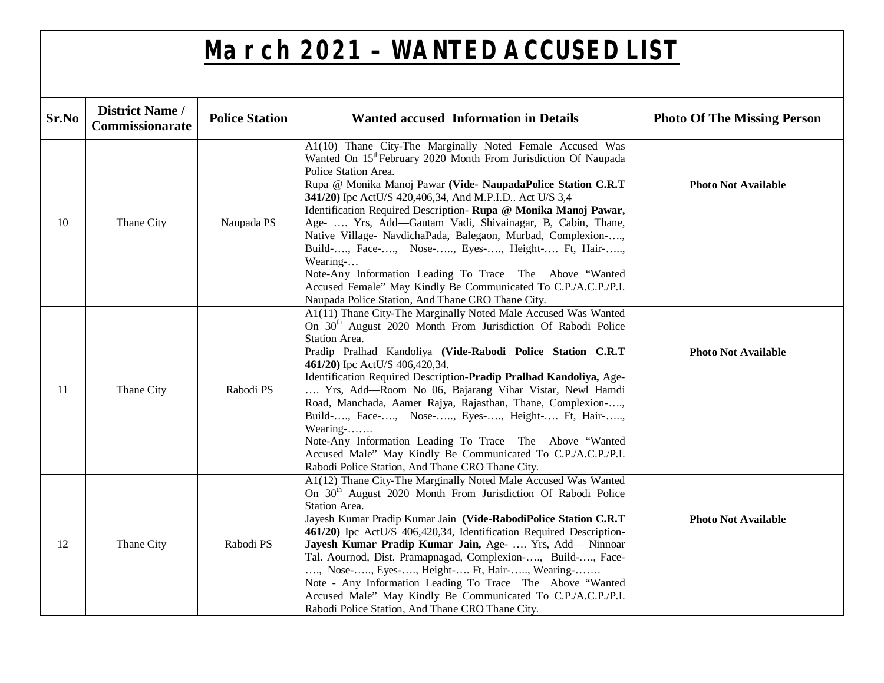# March 2021 – WANTED ACCUSED LIST

| Sr.No | District Name / Commissionarate | Police Station | Wanted accused Information in Details | Photo Of The Missing Person |
|---|---|---|---|---|
| 10 | Thane City | Naupada PS | A1(10) Thane City-The Marginally Noted Female Accused Was Wanted On 15th February 2020 Month From Jurisdiction Of Naupada Police Station Area.<br>Rupa @ Monika Manoj Pawar **(Vide- NaupadaPolice Station C.R.T 341/20)** Ipc ActU/S 420,406,34, And M.P.I.D.. Act U/S 3,4<br>Identification Required Description- **Rupa @ Monika Manoj Pawar,** Age- …. Yrs, Add—Gautam Vadi, Shivainagar, B, Cabin, Thane, Native Village- NavdichaPada, Balegaon, Murbad, Complexion-…., Build-…., Face-…., Nose-….., Eyes-…., Height-…. Ft, Hair-….., Wearing-…<br>Note-Any Information Leading To Trace The Above "Wanted Accused Female" May Kindly Be Communicated To C.P./A.C.P./P.I. Naupada Police Station, And Thane CRO Thane City. | **Photo Not Available** |
| 11 | Thane City | Rabodi PS | A1(11) Thane City-The Marginally Noted Male Accused Was Wanted On 30th August 2020 Month From Jurisdiction Of Rabodi Police Station Area.<br>Pradip Pralhad Kandoliya **(Vide-Rabodi Police Station C.R.T 461/20)** Ipc ActU/S 406,420,34.<br>Identification Required Description-**Pradip Pralhad Kandoliya,** Age- …. Yrs, Add—Room No 06, Bajarang Vihar Vistar, Newl Hamdi Road, Manchada, Aamer Rajya, Rajasthan, Thane, Complexion-…., Build-…., Face-…., Nose-….., Eyes-…., Height-…. Ft, Hair-….., Wearing-…….<br>Note-Any Information Leading To Trace The Above "Wanted Accused Male" May Kindly Be Communicated To C.P./A.C.P./P.I. Rabodi Police Station, And Thane CRO Thane City. | **Photo Not Available** |
| 12 | Thane City | Rabodi PS | A1(12) Thane City-The Marginally Noted Male Accused Was Wanted On 30th August 2020 Month From Jurisdiction Of Rabodi Police Station Area.<br>Jayesh Kumar Pradip Kumar Jain **(Vide-RabodiPolice Station C.R.T 461/20)** Ipc ActU/S 406,420,34, Identification Required Description- **Jayesh Kumar Pradip Kumar Jain,** Age- …. Yrs, Add— Ninnoar Tal. Aournod, Dist. Pramapnagad, Complexion-…., Build-…., Face-…., Nose-….., Eyes-…., Height-…. Ft, Hair-….., Wearing-…….<br>Note - Any Information Leading To Trace The Above "Wanted Accused Male" May Kindly Be Communicated To C.P./A.C.P./P.I. Rabodi Police Station, And Thane CRO Thane City. | **Photo Not Available** |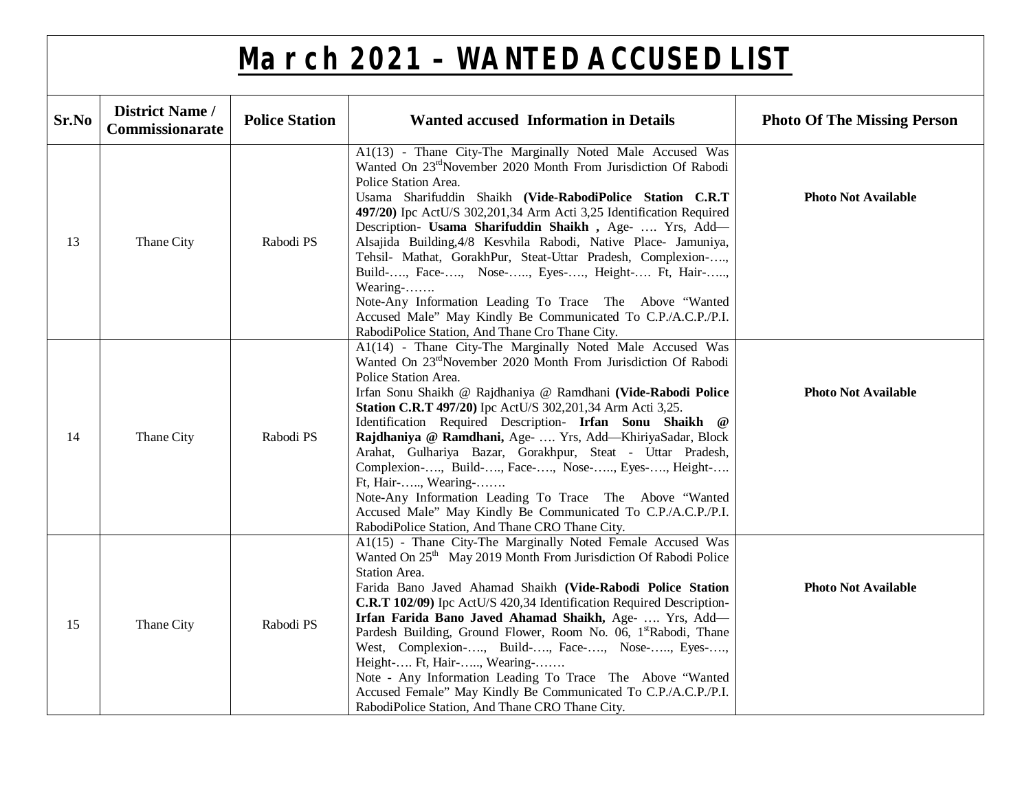# March 2021 – WANTED ACCUSED LIST

| Sr.No | District Name / Commissionerate | Police Station | Wanted accused Information in Details | Photo Of The Missing Person |
|---|---|---|---|---|
| 13 | Thane City | Rabodi PS | A1(13) - Thane City-The Marginally Noted Male Accused Was Wanted On 23rd November 2020 Month From Jurisdiction Of Rabodi Police Station Area.<br>Usama Sharifuddin Shaikh **(Vide-RabodiPolice Station C.R.T 497/20)** Ipc ActU/S 302,201,34 Arm Acti 3,25 Identification Required Description- **Usama Sharifuddin Shaikh ,** Age- …. Yrs, Add—Alsajida Building,4/8 Kesvhila Rabodi, Native Place- Jamuniya, Tehsil- Mathat, GorakhPur, Steat-Uttar Pradesh, Complexion-…., Build-…., Face-…., Nose-….., Eyes-…., Height-…. Ft, Hair-….., Wearing-…….<br>Note-Any Information Leading To Trace The Above "Wanted Accused Male" May Kindly Be Communicated To C.P./A.C.P./P.I. RabodiPolice Station, And Thane Cro Thane City. | **Photo Not Available** |
| 14 | Thane City | Rabodi PS | A1(14) - Thane City-The Marginally Noted Male Accused Was Wanted On 23rd November 2020 Month From Jurisdiction Of Rabodi Police Station Area.<br>Irfan Sonu Shaikh @ Rajdhaniya @ Ramdhani **(Vide-Rabodi Police Station C.R.T 497/20)** Ipc ActU/S 302,201,34 Arm Acti 3,25.<br>Identification Required Description- **Irfan Sonu Shaikh @ Rajdhaniya @ Ramdhani,** Age- …. Yrs, Add—KhiriyaSadar, Block Arahat, Gulhariya Bazar, Gorakhpur, Steat - Uttar Pradesh, Complexion-…., Build-…., Face-…., Nose-….., Eyes-…., Height-…. Ft, Hair-….., Wearing-…….<br>Note-Any Information Leading To Trace The Above "Wanted Accused Male" May Kindly Be Communicated To C.P./A.C.P./P.I. RabodiPolice Station, And Thane CRO Thane City. | **Photo Not Available** |
| 15 | Thane City | Rabodi PS | A1(15) - Thane City-The Marginally Noted Female Accused Was Wanted On 25th May 2019 Month From Jurisdiction Of Rabodi Police Station Area.<br>Farida Bano Javed Ahamad Shaikh **(Vide-Rabodi Police Station C.R.T 102/09)** Ipc ActU/S 420,34 Identification Required Description- **Irfan Farida Bano Javed Ahamad Shaikh,** Age- …. Yrs, Add—Pardesh Building, Ground Flower, Room No. 06, 1st Rabodi, Thane West, Complexion-…., Build-…., Face-…., Nose-….., Eyes-…., Height-…. Ft, Hair-….., Wearing-…….<br>Note - Any Information Leading To Trace The Above "Wanted Accused Female" May Kindly Be Communicated To C.P./A.C.P./P.I. RabodiPolice Station, And Thane CRO Thane City. | **Photo Not Available** |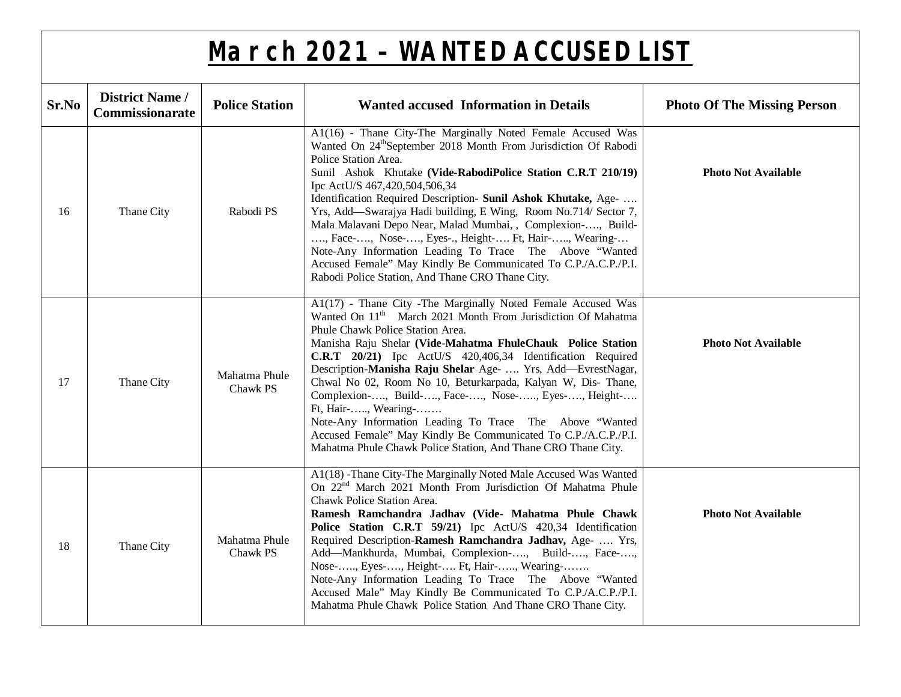# March 2021 – WANTED ACCUSED LIST

| Sr.No | District Name / Commissionarate | Police Station | Wanted accused Information in Details | Photo Of The Missing Person |
|---|---|---|---|---|
| 16 | Thane City | Rabodi PS | A1(16) - Thane City-The Marginally Noted Female Accused Was Wanted On 24th September 2018 Month From Jurisdiction Of Rabodi Police Station Area. Sunil Ashok Khutake **(Vide-RabodiPolice Station C.R.T 210/19)** Ipc ActU/S 467,420,504,506,34 Identification Required Description- **Sunil Ashok Khutake,** Age- …. Yrs, Add—Swarajya Hadi building, E Wing, Room No.714/ Sector 7, Mala Malavani Depo Near, Malad Mumbai, , Complexion-…., Build-…., Face-…., Nose-…., Eyes-., Height-…. Ft, Hair-….., Wearing-… Note-Any Information Leading To Trace The Above "Wanted Accused Female" May Kindly Be Communicated To C.P./A.C.P./P.I. Rabodi Police Station, And Thane CRO Thane City. | **Photo Not Available** |
| 17 | Thane City | Mahatma Phule Chawk PS | A1(17) - Thane City -The Marginally Noted Female Accused Was Wanted On 11th March 2021 Month From Jurisdiction Of Mahatma Phule Chawk Police Station Area. Manisha Raju Shelar **(Vide-Mahatma FhuleChauk Police Station C.R.T 20/21)** Ipc ActU/S 420,406,34 Identification Required Description-**Manisha Raju Shelar** Age- …. Yrs, Add—EvrestNagar, Chwal No 02, Room No 10, Beturkarpada, Kalyan W, Dis- Thane, Complexion-…., Build-…., Face-…., Nose-….., Eyes-…., Height-…. Ft, Hair-….., Wearing-……. Note-Any Information Leading To Trace The Above "Wanted Accused Female" May Kindly Be Communicated To C.P./A.C.P./P.I. Mahatma Phule Chawk Police Station, And Thane CRO Thane City. | **Photo Not Available** |
| 18 | Thane City | Mahatma Phule Chawk PS | A1(18) -Thane City-The Marginally Noted Male Accused Was Wanted On 22nd March 2021 Month From Jurisdiction Of Mahatma Phule Chawk Police Station Area. **Ramesh Ramchandra Jadhav (Vide- Mahatma Phule Chawk Police Station C.R.T 59/21)** Ipc ActU/S 420,34 Identification Required Description-**Ramesh Ramchandra Jadhav,** Age- …. Yrs, Add—Mankhurda, Mumbai, Complexion-…., Build-…., Face-…., Nose-….., Eyes-…., Height-…. Ft, Hair-….., Wearing-……. Note-Any Information Leading To Trace The Above "Wanted Accused Male" May Kindly Be Communicated To C.P./A.C.P./P.I. Mahatma Phule Chawk Police Station And Thane CRO Thane City. | **Photo Not Available** |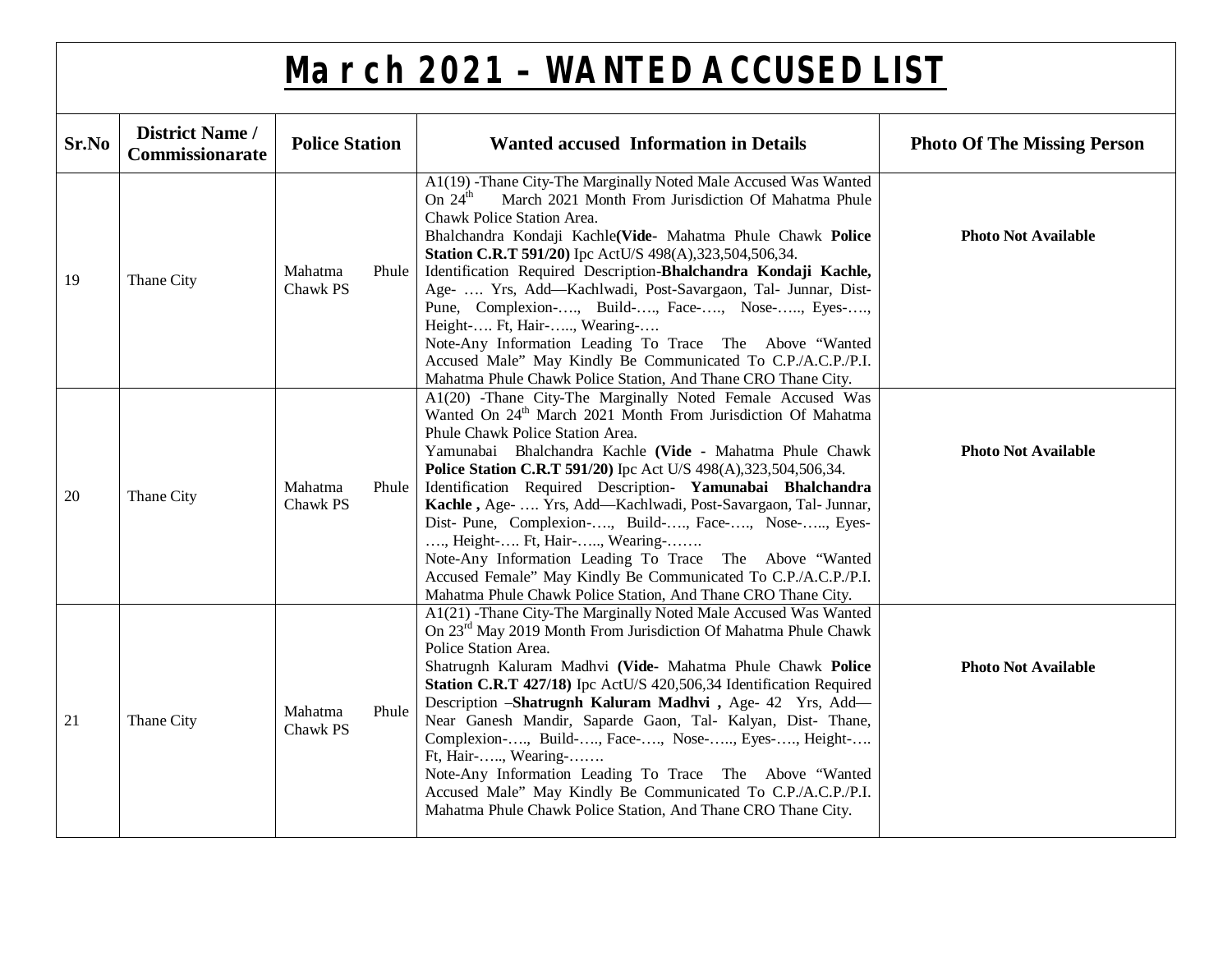# March 2021 – WANTED ACCUSED LIST

| Sr.No | District Name / Commissionarate | Police Station | Wanted accused Information in Details | Photo Of The Missing Person |
|---|---|---|---|---|
| 19 | Thane City | Mahatma Phule Chawk PS | A1(19) -Thane City-The Marginally Noted Male Accused Was Wanted On 24th March 2021 Month From Jurisdiction Of Mahatma Phule Chawk Police Station Area.<br>Bhalchandra Kondaji Kachle**(Vide-** Mahatma Phule Chawk **Police Station C.R.T 591/20)** Ipc ActU/S 498(A),323,504,506,34.<br>Identification Required Description-**Bhalchandra Kondaji Kachle,** Age- …. Yrs, Add—Kachlwadi, Post-Savargaon, Tal- Junnar, Dist- Pune, Complexion-…., Build-…., Face-…., Nose-….., Eyes-…., Height-…. Ft, Hair-….., Wearing-….<br>Note-Any Information Leading To Trace The Above "Wanted Accused Male" May Kindly Be Communicated To C.P./A.C.P./P.I. Mahatma Phule Chawk Police Station, And Thane CRO Thane City. | **Photo Not Available** |
| 20 | Thane City | Mahatma Phule Chawk PS | A1(20) -Thane City-The Marginally Noted Female Accused Was Wanted On 24th March 2021 Month From Jurisdiction Of Mahatma Phule Chawk Police Station Area.<br>Yamunabai Bhalchandra Kachle **(Vide -** Mahatma Phule Chawk **Police Station C.R.T 591/20)** Ipc Act U/S 498(A),323,504,506,34.<br>Identification Required Description- **Yamunabai Bhalchandra Kachle ,** Age- …. Yrs, Add—Kachlwadi, Post-Savargaon, Tal- Junnar, Dist- Pune, Complexion-…., Build-…., Face-…., Nose-….., Eyes-…., Height-…. Ft, Hair-….., Wearing-…….<br>Note-Any Information Leading To Trace The Above "Wanted Accused Female" May Kindly Be Communicated To C.P./A.C.P./P.I. Mahatma Phule Chawk Police Station, And Thane CRO Thane City. | **Photo Not Available** |
| 21 | Thane City | Mahatma Phule Chawk PS | A1(21) -Thane City-The Marginally Noted Male Accused Was Wanted On 23rd May 2019 Month From Jurisdiction Of Mahatma Phule Chawk Police Station Area.<br>Shatrugnh Kaluram Madhvi **(Vide-** Mahatma Phule Chawk **Police Station C.R.T 427/18)** Ipc ActU/S 420,506,34 Identification Required Description –**Shatrugnh Kaluram Madhvi ,** Age- 42 Yrs, Add—Near Ganesh Mandir, Saparde Gaon, Tal- Kalyan, Dist- Thane, Complexion-…., Build-…., Face-…., Nose-….., Eyes-…., Height-…. Ft, Hair-….., Wearing-…….<br>Note-Any Information Leading To Trace The Above "Wanted Accused Male" May Kindly Be Communicated To C.P./A.C.P./P.I. Mahatma Phule Chawk Police Station, And Thane CRO Thane City. | **Photo Not Available** |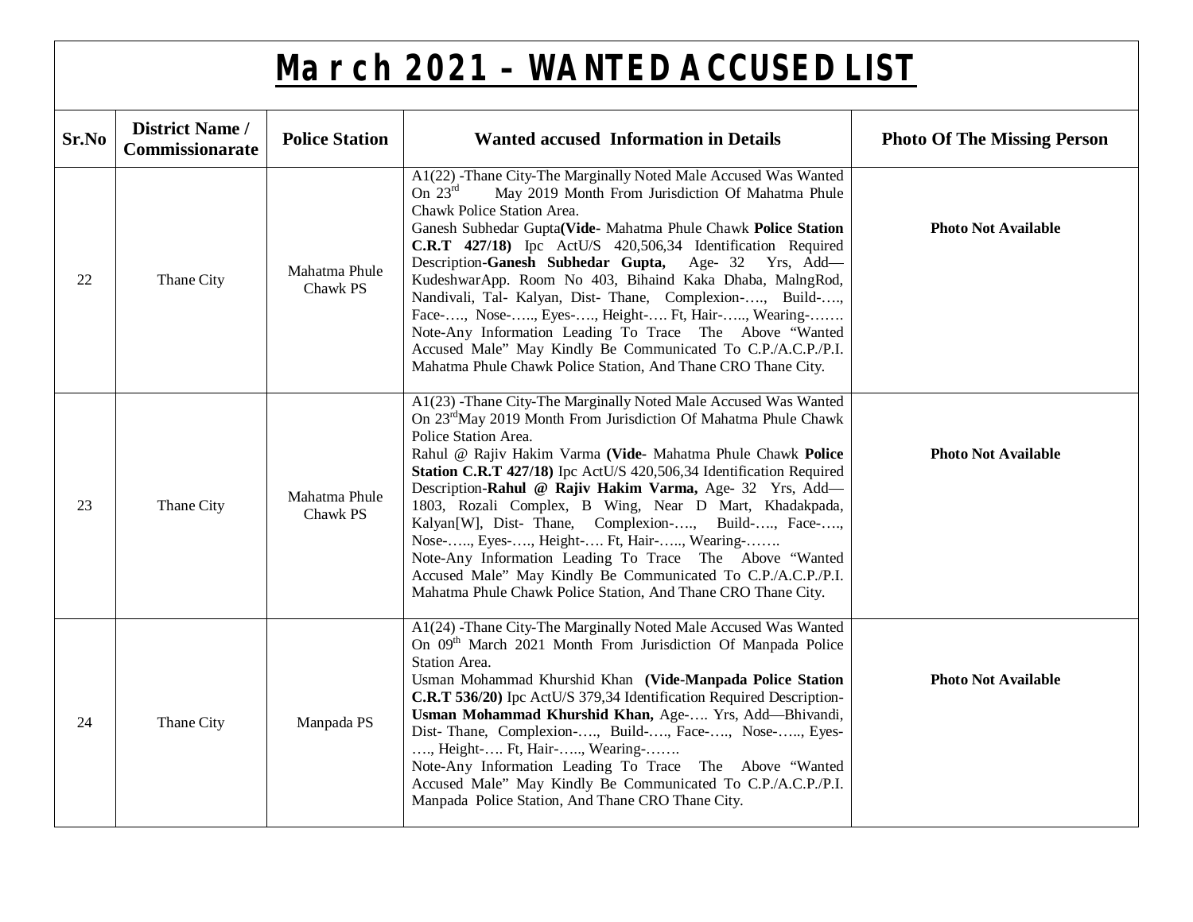# March 2021 – WANTED ACCUSED LIST

| Sr.No | District Name / Commissionarate | Police Station | Wanted accused Information in Details | Photo Of The Missing Person |
|---|---|---|---|---|
| 22 | Thane City | Mahatma Phule Chawk PS | A1(22) -Thane City-The Marginally Noted Male Accused Was Wanted On 23rd May 2019 Month From Jurisdiction Of Mahatma Phule Chawk Police Station Area.<br>Ganesh Subhedar Gupta**(Vide-** Mahatma Phule Chawk **Police Station C.R.T 427/18)** Ipc ActU/S 420,506,34 Identification Required Description-**Ganesh Subhedar Gupta,** Age- 32 Yrs, Add—KudeshwarApp. Room No 403, Bihaind Kaka Dhaba, MalngRod, Nandivali, Tal- Kalyan, Dist- Thane, Complexion-…., Build-…., Face-…., Nose-….., Eyes-…., Height-…. Ft, Hair-….., Wearing-…….<br>Note-Any Information Leading To Trace The Above "Wanted Accused Male" May Kindly Be Communicated To C.P./A.C.P./P.I. Mahatma Phule Chawk Police Station, And Thane CRO Thane City. | **Photo Not Available** |
| 23 | Thane City | Mahatma Phule Chawk PS | A1(23) -Thane City-The Marginally Noted Male Accused Was Wanted On 23rdMay 2019 Month From Jurisdiction Of Mahatma Phule Chawk Police Station Area.<br>Rahul @ Rajiv Hakim Varma **(Vide-** Mahatma Phule Chawk **Police Station C.R.T 427/18)** Ipc ActU/S 420,506,34 Identification Required Description-**Rahul @ Rajiv Hakim Varma,** Age- 32 Yrs, Add—1803, Rozali Complex, B Wing, Near D Mart, Khadakpada, Kalyan[W], Dist- Thane, Complexion-…., Build-…., Face-…., Nose-….., Eyes-…., Height-…. Ft, Hair-….., Wearing-…….<br>Note-Any Information Leading To Trace The Above "Wanted Accused Male" May Kindly Be Communicated To C.P./A.C.P./P.I. Mahatma Phule Chawk Police Station, And Thane CRO Thane City. | **Photo Not Available** |
| 24 | Thane City | Manpada PS | A1(24) -Thane City-The Marginally Noted Male Accused Was Wanted On 09th March 2021 Month From Jurisdiction Of Manpada Police Station Area.<br>Usman Mohammad Khurshid Khan **(Vide-Manpada Police Station C.R.T 536/20)** Ipc ActU/S 379,34 Identification Required Description-**Usman Mohammad Khurshid Khan,** Age-…. Yrs, Add—Bhivandi, Dist- Thane, Complexion-…., Build-…., Face-…., Nose-….., Eyes-…., Height-…. Ft, Hair-….., Wearing-…….<br>Note-Any Information Leading To Trace The Above "Wanted Accused Male" May Kindly Be Communicated To C.P./A.C.P./P.I. Manpada Police Station, And Thane CRO Thane City. | **Photo Not Available** |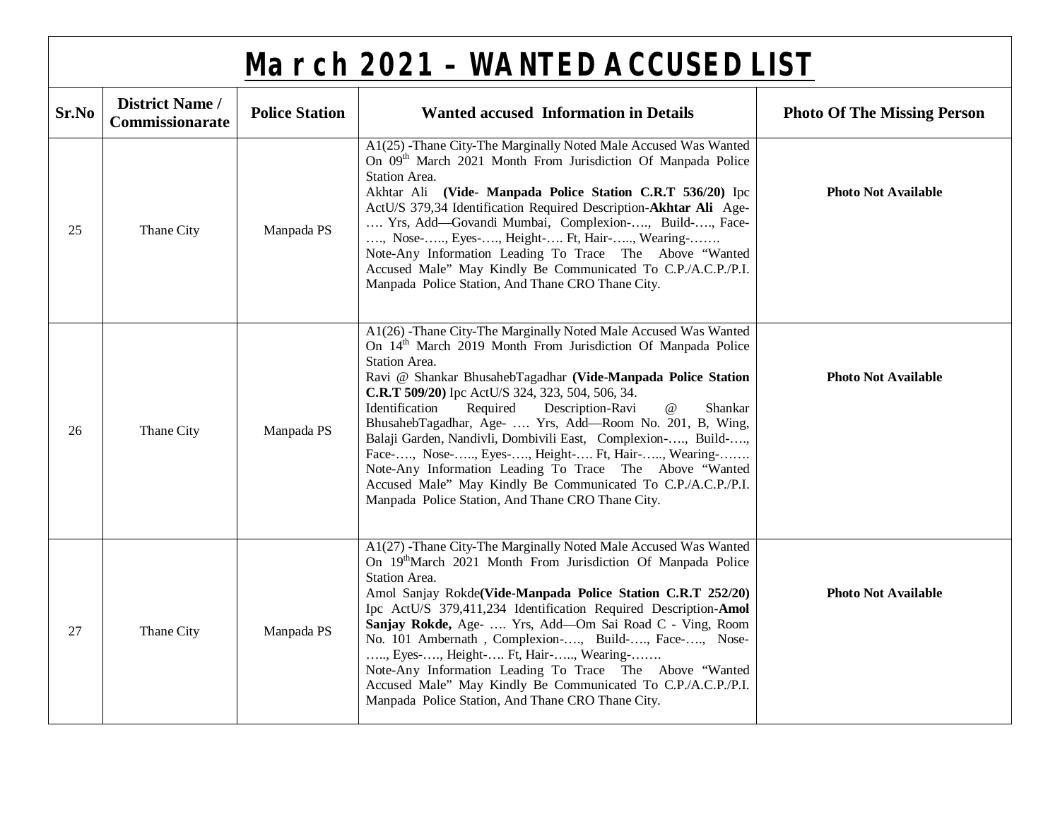# March 2021 – WANTED ACCUSED LIST

| Sr.No | District Name / Commissionarate | Police Station | Wanted accused Information in Details | Photo Of The Missing Person |
|---|---|---|---|---|
| 25 | Thane City | Manpada PS | A1(25) -Thane City-The Marginally Noted Male Accused Was Wanted On 09th March 2021 Month From Jurisdiction Of Manpada Police Station Area.<br>Akhtar Ali **(Vide- Manpada Police Station C.R.T 536/20)** Ipc ActU/S 379,34 Identification Required Description-**Akhtar Ali** Age-…. Yrs, Add—Govandi Mumbai, Complexion-…., Build-…., Face-…., Nose-….., Eyes-…., Height-…. Ft, Hair-….., Wearing-…….<br>Note-Any Information Leading To Trace The Above "Wanted Accused Male" May Kindly Be Communicated To C.P./A.C.P./P.I. Manpada Police Station, And Thane CRO Thane City. | **Photo Not Available** |
| 26 | Thane City | Manpada PS | A1(26) -Thane City-The Marginally Noted Male Accused Was Wanted On 14th March 2019 Month From Jurisdiction Of Manpada Police Station Area.<br>Ravi @ Shankar BhusahebTagadhar **(Vide-Manpada Police Station C.R.T 509/20)** Ipc ActU/S 324, 323, 504, 506, 34.<br>Identification Required Description-Ravi @ Shankar BhusahebTagadhar, Age- …. Yrs, Add—Room No. 201, B, Wing, Balaji Garden, Nandivli, Dombivili East, Complexion-…., Build-…., Face-…., Nose-….., Eyes-…., Height-…. Ft, Hair-….., Wearing-…….<br>Note-Any Information Leading To Trace The Above "Wanted Accused Male" May Kindly Be Communicated To C.P./A.C.P./P.I. Manpada Police Station, And Thane CRO Thane City. | **Photo Not Available** |
| 27 | Thane City | Manpada PS | A1(27) -Thane City-The Marginally Noted Male Accused Was Wanted On 19thMarch 2021 Month From Jurisdiction Of Manpada Police Station Area.<br>Amol Sanjay Rokde**(Vide-Manpada Police Station C.R.T 252/20)** Ipc ActU/S 379,411,234 Identification Required Description-**Amol Sanjay Rokde,** Age- …. Yrs, Add—Om Sai Road C - Ving, Room No. 101 Ambernath , Complexion-…., Build-…., Face-…., Nose-….., Eyes-…., Height-…. Ft, Hair-….., Wearing-…….<br>Note-Any Information Leading To Trace The Above "Wanted Accused Male" May Kindly Be Communicated To C.P./A.C.P./P.I. Manpada Police Station, And Thane CRO Thane City. | **Photo Not Available** |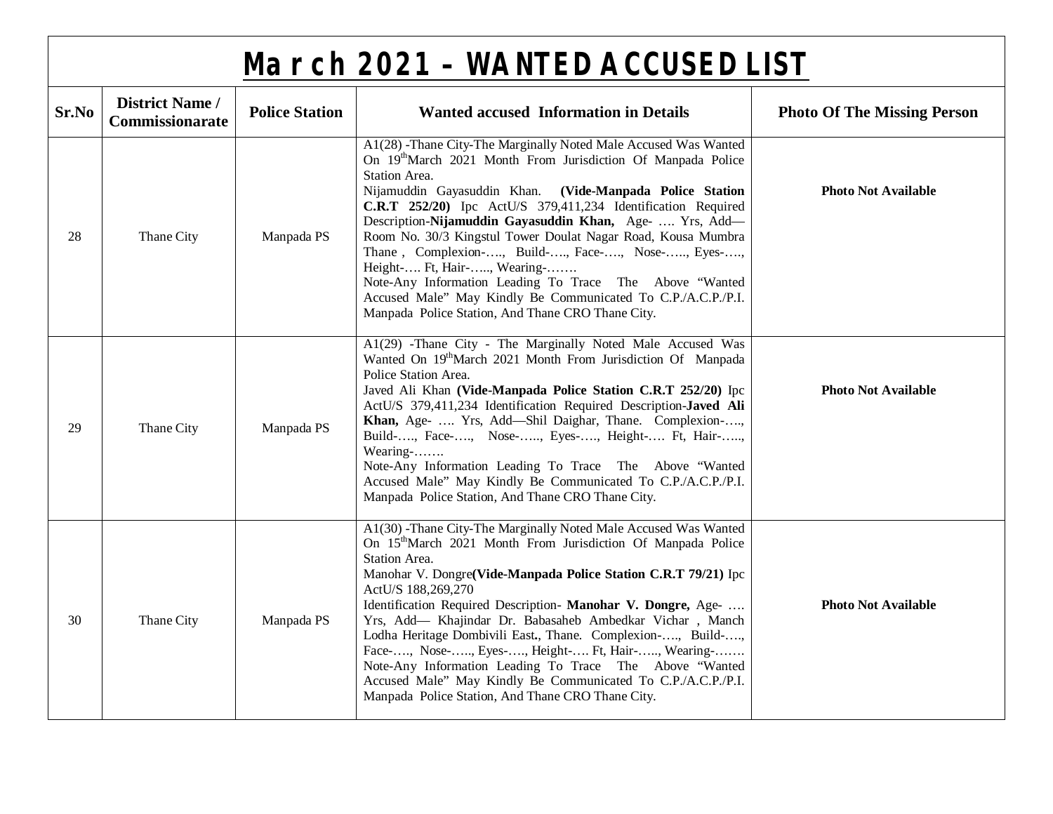# March 2021 – WANTED ACCUSED LIST

| Sr.No | District Name / Commissionarate | Police Station | Wanted accused Information in Details | Photo Of The Missing Person |
|---|---|---|---|---|
| 28 | Thane City | Manpada PS | A1(28) -Thane City-The Marginally Noted Male Accused Was Wanted On 19thMarch 2021 Month From Jurisdiction Of Manpada Police Station Area. Nijamuddin Gayasuddin Khan. **(Vide-Manpada Police Station C.R.T 252/20)** Ipc ActU/S 379,411,234 Identification Required Description-**Nijamuddin Gayasuddin Khan,** Age- …. Yrs, Add— Room No. 30/3 Kingstul Tower Doulat Nagar Road, Kousa Mumbra Thane , Complexion-…., Build-…., Face-…., Nose-….., Eyes-…., Height-…. Ft, Hair-….., Wearing-……. Note-Any Information Leading To Trace The Above "Wanted Accused Male" May Kindly Be Communicated To C.P./A.C.P./P.I. Manpada Police Station, And Thane CRO Thane City. | **Photo Not Available** |
| 29 | Thane City | Manpada PS | A1(29) -Thane City - The Marginally Noted Male Accused Was Wanted On 19thMarch 2021 Month From Jurisdiction Of Manpada Police Station Area. Javed Ali Khan **(Vide-Manpada Police Station C.R.T 252/20)** Ipc ActU/S 379,411,234 Identification Required Description-**Javed Ali Khan,** Age- …. Yrs, Add—Shil Daighar, Thane. Complexion-…., Build-…., Face-…., Nose-….., Eyes-…., Height-…. Ft, Hair-….., Wearing-……. Note-Any Information Leading To Trace The Above "Wanted Accused Male" May Kindly Be Communicated To C.P./A.C.P./P.I. Manpada Police Station, And Thane CRO Thane City. | **Photo Not Available** |
| 30 | Thane City | Manpada PS | A1(30) -Thane City-The Marginally Noted Male Accused Was Wanted On 15thMarch 2021 Month From Jurisdiction Of Manpada Police Station Area. Manohar V. Dongre**(Vide-Manpada Police Station C.R.T 79/21)** Ipc ActU/S 188,269,270 Identification Required Description- **Manohar V. Dongre,** Age- …. Yrs, Add— Khajindar Dr. Babasaheb Ambedkar Vichar , Manch Lodha Heritage Dombivili East**.**, Thane. Complexion-…., Build-…., Face-…., Nose-….., Eyes-…., Height-…. Ft, Hair-….., Wearing-……. Note-Any Information Leading To Trace The Above "Wanted Accused Male" May Kindly Be Communicated To C.P./A.C.P./P.I. Manpada Police Station, And Thane CRO Thane City. | **Photo Not Available** |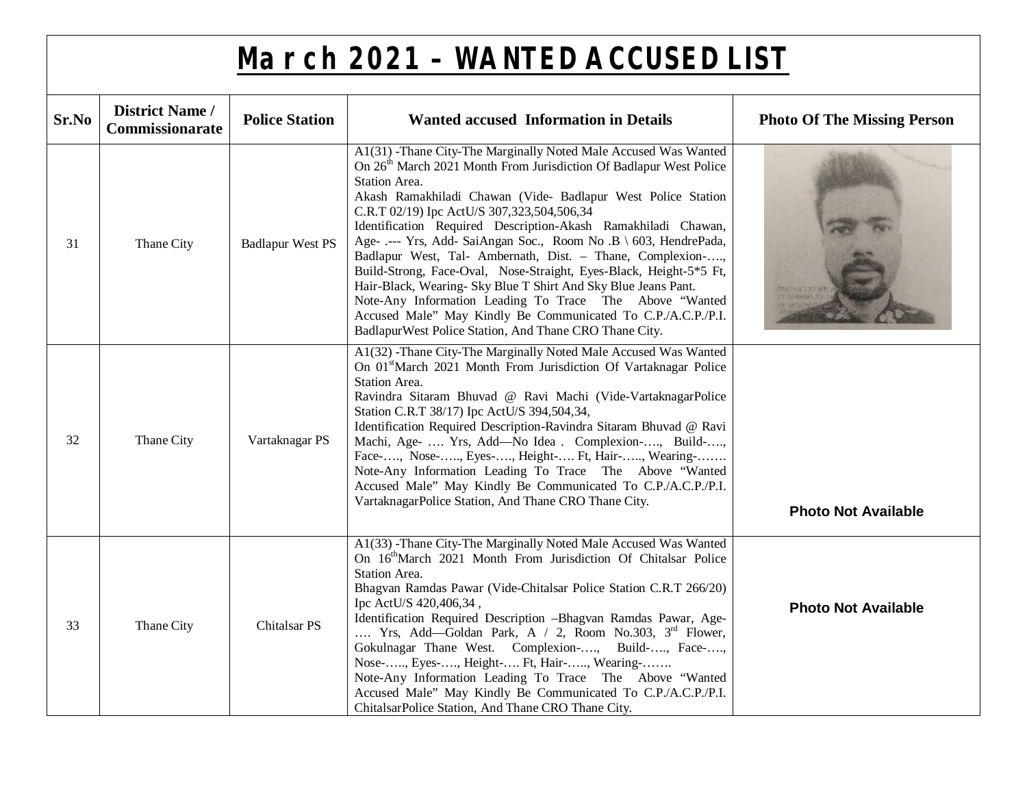# March 2021 – WANTED ACCUSED LIST

| Sr.No | District Name / Commissionarate | Police Station | Wanted accused Information in Details | Photo Of The Missing Person |
|---|---|---|---|---|
| 31 | Thane City | Badlapur West PS | A1(31) -Thane City-The Marginally Noted Male Accused Was Wanted On 26th March 2021 Month From Jurisdiction Of Badlapur West Police Station Area.<br>Akash Ramakhiladi Chawan (Vide- Badlapur West Police Station C.R.T 02/19) Ipc ActU/S 307,323,504,506,34<br>Identification Required Description-Akash Ramakhiladi Chawan, Age- .--- Yrs, Add- SaiAngan Soc., Room No .B \ 603, HendrePada, Badlapur West, Tal- Ambernath, Dist. – Thane, Complexion-…., Build-Strong, Face-Oval, Nose-Straight, Eyes-Black, Height-5*5 Ft, Hair-Black, Wearing- Sky Blue T Shirt And Sky Blue Jeans Pant.<br>Note-Any Information Leading To Trace The Above "Wanted Accused Male" May Kindly Be Communicated To C.P./A.C.P./P.I. BadlapurWest Police Station, And Thane CRO Thane City. | |
| 32 | Thane City | Vartaknagar PS | A1(32) -Thane City-The Marginally Noted Male Accused Was Wanted On 01st March 2021 Month From Jurisdiction Of Vartaknagar Police Station Area.<br>Ravindra Sitaram Bhuvad @ Ravi Machi (Vide-VartaknagarPolice Station C.R.T 38/17) Ipc ActU/S 394,504,34,<br>Identification Required Description-Ravindra Sitaram Bhuvad @ Ravi Machi, Age- …. Yrs, Add—No Idea . Complexion-…., Build-…., Face-…., Nose-….., Eyes-…., Height-…. Ft, Hair-….., Wearing-…….<br>Note-Any Information Leading To Trace The Above "Wanted Accused Male" May Kindly Be Communicated To C.P./A.C.P./P.I. VartaknagarPolice Station, And Thane CRO Thane City. | **Photo Not Available** |
| 33 | Thane City | Chitalsar PS | A1(33) -Thane City-The Marginally Noted Male Accused Was Wanted On 16th March 2021 Month From Jurisdiction Of Chitalsar Police Station Area.<br>Bhagvan Ramdas Pawar (Vide-Chitalsar Police Station C.R.T 266/20) Ipc ActU/S 420,406,34 ,<br>Identification Required Description –Bhagvan Ramdas Pawar, Age- …. Yrs, Add—Goldan Park, A / 2, Room No.303, 3rd Flower, Gokulnagar Thane West. Complexion-…., Build-…., Face-…., Nose-….., Eyes-…., Height-…. Ft, Hair-….., Wearing-…….<br>Note-Any Information Leading To Trace The Above "Wanted Accused Male" May Kindly Be Communicated To C.P./A.C.P./P.I. ChitalsarPolice Station, And Thane CRO Thane City. | **Photo Not Available** |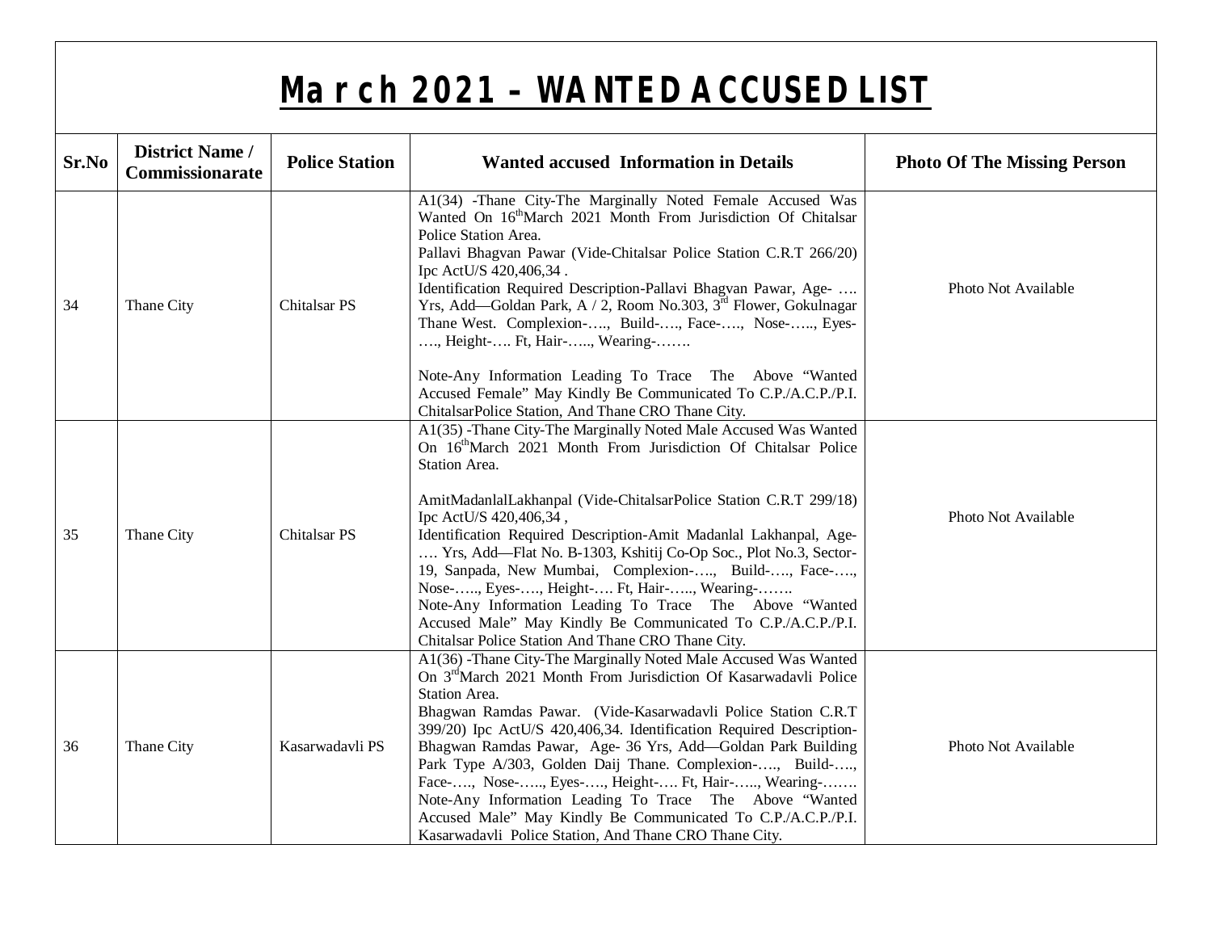# March 2021 – WANTED ACCUSED LIST

| Sr.No | District Name / Commissionarate | Police Station | Wanted accused Information in Details | Photo Of The Missing Person |
|---|---|---|---|---|
| 34 | Thane City | Chitalsar PS | A1(34) -Thane City-The Marginally Noted Female Accused Was Wanted On 16th March 2021 Month From Jurisdiction Of Chitalsar Police Station Area.<br>Pallavi Bhagvan Pawar (Vide-Chitalsar Police Station C.R.T 266/20) Ipc ActU/S 420,406,34 .<br>Identification Required Description-Pallavi Bhagvan Pawar, Age- …. Yrs, Add—Goldan Park, A / 2, Room No.303, 3rd Flower, Gokulnagar Thane West. Complexion-…., Build-…., Face-…., Nose-….., Eyes-…., Height-…. Ft, Hair-….., Wearing-…….<br><br>Note-Any Information Leading To Trace The Above "Wanted Accused Female" May Kindly Be Communicated To C.P./A.C.P./P.I. ChitalsarPolice Station, And Thane CRO Thane City. | Photo Not Available |
| 35 | Thane City | Chitalsar PS | A1(35) -Thane City-The Marginally Noted Male Accused Was Wanted On 16th March 2021 Month From Jurisdiction Of Chitalsar Police Station Area.<br><br>AmitMadanlalLakhanpal (Vide-ChitalsarPolice Station C.R.T 299/18) Ipc ActU/S 420,406,34 ,<br>Identification Required Description-Amit Madanlal Lakhanpal, Age- …. Yrs, Add—Flat No. B-1303, Kshitij Co-Op Soc., Plot No.3, Sector-19, Sanpada, New Mumbai, Complexion-…., Build-…., Face-…., Nose-….., Eyes-…., Height-…. Ft, Hair-….., Wearing-…….<br>Note-Any Information Leading To Trace The Above "Wanted Accused Male" May Kindly Be Communicated To C.P./A.C.P./P.I. Chitalsar Police Station And Thane CRO Thane City. | Photo Not Available |
| 36 | Thane City | Kasarwadavli PS | A1(36) -Thane City-The Marginally Noted Male Accused Was Wanted On 3rd March 2021 Month From Jurisdiction Of Kasarwadavli Police Station Area.<br>Bhagwan Ramdas Pawar. (Vide-Kasarwadavli Police Station C.R.T 399/20) Ipc ActU/S 420,406,34. Identification Required Description-Bhagwan Ramdas Pawar, Age- 36 Yrs, Add—Goldan Park Building Park Type A/303, Golden Daij Thane. Complexion-…., Build-…., Face-…., Nose-….., Eyes-…., Height-…. Ft, Hair-….., Wearing-…….<br>Note-Any Information Leading To Trace The Above "Wanted Accused Male" May Kindly Be Communicated To C.P./A.C.P./P.I. Kasarwadavli Police Station, And Thane CRO Thane City. | Photo Not Available |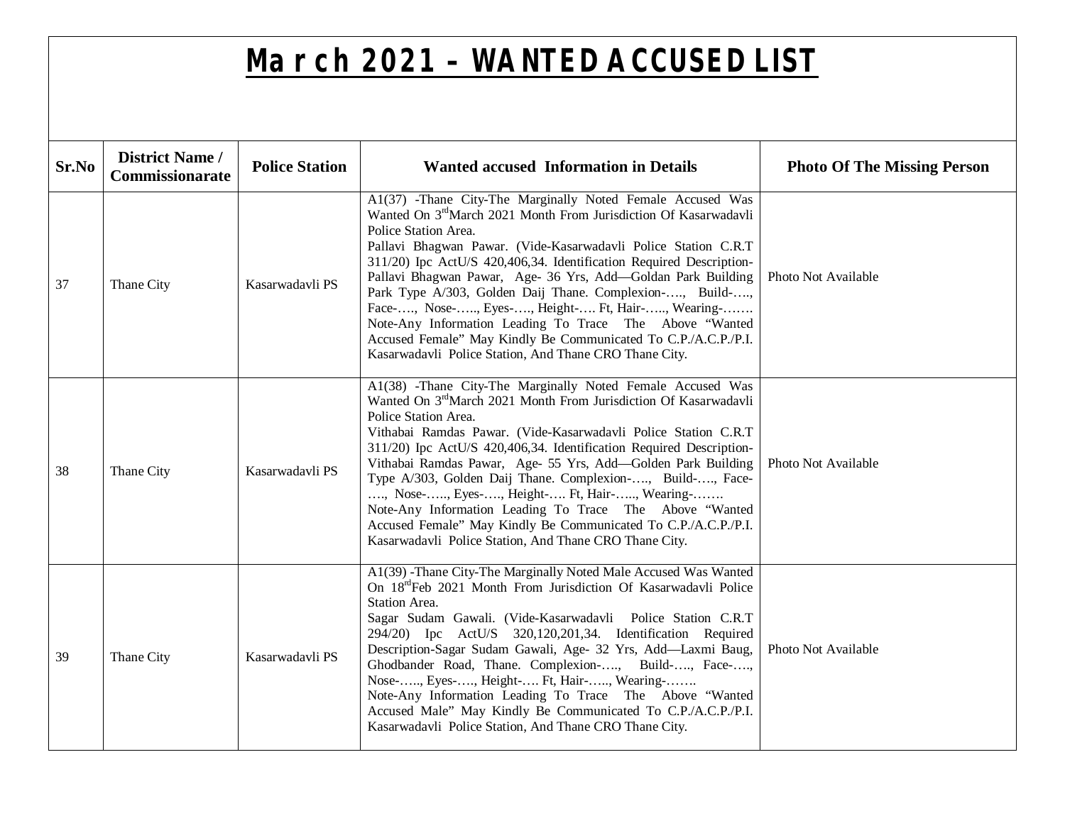# March 2021 – WANTED ACCUSED LIST

| Sr.No | District Name / Commissionarate | Police Station | Wanted accused Information in Details | Photo Of The Missing Person |
|---|---|---|---|---|
| 37 | Thane City | Kasarwadavli PS | A1(37) -Thane City-The Marginally Noted Female Accused Was Wanted On 3rdMarch 2021 Month From Jurisdiction Of Kasarwadavli Police Station Area. Pallavi Bhagwan Pawar. (Vide-Kasarwadavli Police Station C.R.T 311/20) Ipc ActU/S 420,406,34. Identification Required Description-Pallavi Bhagwan Pawar, Age- 36 Yrs, Add—Goldan Park Building Park Type A/303, Golden Daij Thane. Complexion-…., Build-…., Face-…., Nose-….., Eyes-…., Height-…. Ft, Hair-….., Wearing-……. Note-Any Information Leading To Trace The Above "Wanted Accused Female" May Kindly Be Communicated To C.P./A.C.P./P.I. Kasarwadavli Police Station, And Thane CRO Thane City. | Photo Not Available |
| 38 | Thane City | Kasarwadavli PS | A1(38) -Thane City-The Marginally Noted Female Accused Was Wanted On 3rdMarch 2021 Month From Jurisdiction Of Kasarwadavli Police Station Area. Vithabai Ramdas Pawar. (Vide-Kasarwadavli Police Station C.R.T 311/20) Ipc ActU/S 420,406,34. Identification Required Description-Vithabai Ramdas Pawar, Age- 55 Yrs, Add—Golden Park Building Type A/303, Golden Daij Thane. Complexion-…., Build-…., Face-…., Nose-….., Eyes-…., Height-…. Ft, Hair-….., Wearing-……. Note-Any Information Leading To Trace The Above "Wanted Accused Female" May Kindly Be Communicated To C.P./A.C.P./P.I. Kasarwadavli Police Station, And Thane CRO Thane City. | Photo Not Available |
| 39 | Thane City | Kasarwadavli PS | A1(39) -Thane City-The Marginally Noted Male Accused Was Wanted On 18rdFeb 2021 Month From Jurisdiction Of Kasarwadavli Police Station Area. Sagar Sudam Gawali. (Vide-Kasarwadavli Police Station C.R.T 294/20) Ipc ActU/S 320,120,201,34. Identification Required Description-Sagar Sudam Gawali, Age- 32 Yrs, Add—Laxmi Baug, Ghodbander Road, Thane. Complexion-…., Build-…., Face-…., Nose-….., Eyes-…., Height-…. Ft, Hair-….., Wearing-……. Note-Any Information Leading To Trace The Above "Wanted Accused Male" May Kindly Be Communicated To C.P./A.C.P./P.I. Kasarwadavli Police Station, And Thane CRO Thane City. | Photo Not Available |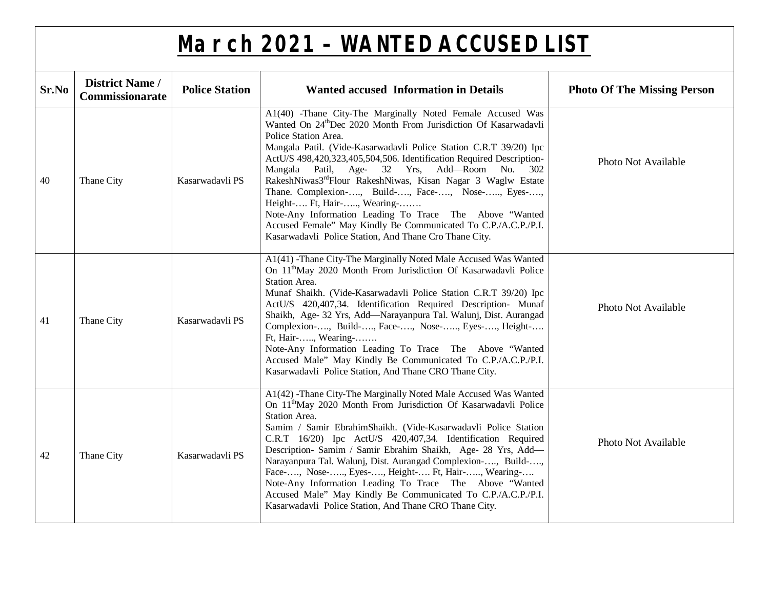# March 2021 – WANTED ACCUSED LIST

| Sr.No | District Name / Commissionarate | Police Station | Wanted accused Information in Details | Photo Of The Missing Person |
|---|---|---|---|---|
| 40 | Thane City | Kasarwadavli PS | A1(40) -Thane City-The Marginally Noted Female Accused Was Wanted On 24th Dec 2020 Month From Jurisdiction Of Kasarwadavli Police Station Area. Mangala Patil. (Vide-Kasarwadavli Police Station C.R.T 39/20) Ipc ActU/S 498,420,323,405,504,506. Identification Required Description- Mangala Patil, Age- 32 Yrs, Add—Room No. 302 RakeshNiwas3rd Flour RakeshNiwas, Kisan Nagar 3 Waglw Estate Thane. Complexion-…., Build-…., Face-…., Nose-….., Eyes-…., Height-…. Ft, Hair-….., Wearing-……. Note-Any Information Leading To Trace The Above "Wanted Accused Female" May Kindly Be Communicated To C.P./A.C.P./P.I. Kasarwadavli Police Station, And Thane Cro Thane City. | Photo Not Available |
| 41 | Thane City | Kasarwadavli PS | A1(41) -Thane City-The Marginally Noted Male Accused Was Wanted On 11th May 2020 Month From Jurisdiction Of Kasarwadavli Police Station Area. Munaf Shaikh. (Vide-Kasarwadavli Police Station C.R.T 39/20) Ipc ActU/S 420,407,34. Identification Required Description- Munaf Shaikh, Age- 32 Yrs, Add—Narayanpura Tal. Walunj, Dist. Aurangad Complexion-…., Build-…., Face-…., Nose-….., Eyes-…., Height-…. Ft, Hair-….., Wearing-……. Note-Any Information Leading To Trace The Above "Wanted Accused Male" May Kindly Be Communicated To C.P./A.C.P./P.I. Kasarwadavli Police Station, And Thane CRO Thane City. | Photo Not Available |
| 42 | Thane City | Kasarwadavli PS | A1(42) -Thane City-The Marginally Noted Male Accused Was Wanted On 11th May 2020 Month From Jurisdiction Of Kasarwadavli Police Station Area. Samim / Samir EbrahimShaikh. (Vide-Kasarwadavli Police Station C.R.T 16/20) Ipc ActU/S 420,407,34. Identification Required Description- Samim / Samir Ebrahim Shaikh, Age- 28 Yrs, Add—Narayanpura Tal. Walunj, Dist. Aurangad Complexion-…., Build-…., Face-…., Nose-….., Eyes-…., Height-…. Ft, Hair-….., Wearing-…. Note-Any Information Leading To Trace The Above "Wanted Accused Male" May Kindly Be Communicated To C.P./A.C.P./P.I. Kasarwadavli Police Station, And Thane CRO Thane City. | Photo Not Available |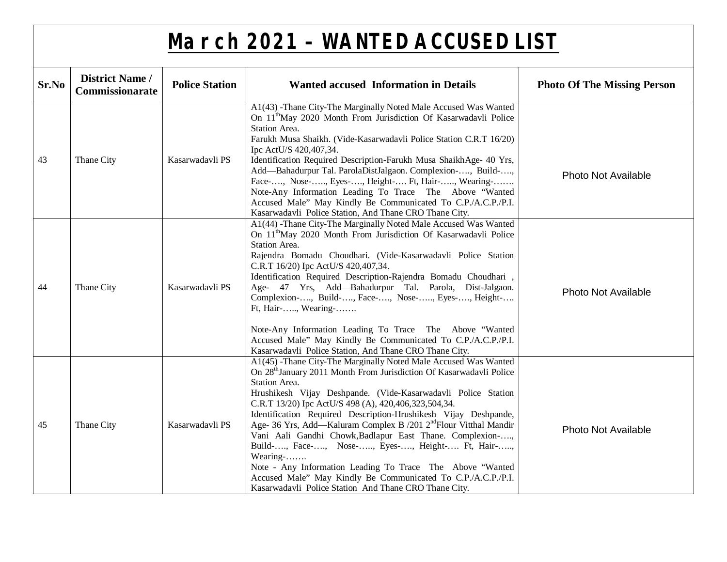# March 2021 – WANTED ACCUSED LIST

| Sr.No | District Name / Commissionarate | Police Station | Wanted accused Information in Details | Photo Of The Missing Person |
|---|---|---|---|---|
| 43 | Thane City | Kasarwadavli PS | A1(43) -Thane City-The Marginally Noted Male Accused Was Wanted On 11th May 2020 Month From Jurisdiction Of Kasarwadavli Police Station Area. Farukh Musa Shaikh. (Vide-Kasarwadavli Police Station C.R.T 16/20) Ipc ActU/S 420,407,34. Identification Required Description-Farukh Musa ShaikhAge- 40 Yrs, Add—Bahadurpur Tal. ParolaDistJalgaon. Complexion-…., Build-…., Face-…., Nose-….., Eyes-…., Height-…. Ft, Hair-….., Wearing-……. Note-Any Information Leading To Trace The Above "Wanted Accused Male" May Kindly Be Communicated To C.P./A.C.P./P.I. Kasarwadavli Police Station, And Thane CRO Thane City. | Photo Not Available |
| 44 | Thane City | Kasarwadavli PS | A1(44) -Thane City-The Marginally Noted Male Accused Was Wanted On 11th May 2020 Month From Jurisdiction Of Kasarwadavli Police Station Area. Rajendra Bomadu Choudhari. (Vide-Kasarwadavli Police Station C.R.T 16/20) Ipc ActU/S 420,407,34. Identification Required Description-Rajendra Bomadu Choudhari , Age- 47 Yrs, Add—Bahadurpur Tal. Parola, Dist-Jalgaon. Complexion-…., Build-…., Face-…., Nose-….., Eyes-…., Height-…. Ft, Hair-….., Wearing-……. Note-Any Information Leading To Trace The Above "Wanted Accused Male" May Kindly Be Communicated To C.P./A.C.P./P.I. Kasarwadavli Police Station, And Thane CRO Thane City. | Photo Not Available |
| 45 | Thane City | Kasarwadavli PS | A1(45) -Thane City-The Marginally Noted Male Accused Was Wanted On 28th January 2011 Month From Jurisdiction Of Kasarwadavli Police Station Area. Hrushikesh Vijay Deshpande. (Vide-Kasarwadavli Police Station C.R.T 13/20) Ipc ActU/S 498 (A), 420,406,323,504,34. Identification Required Description-Hrushikesh Vijay Deshpande, Age- 36 Yrs, Add—Kaluram Complex B /201 2nd Flour Vitthal Mandir Vani Aali Gandhi Chowk,Badlapur East Thane. Complexion-….., Build-…., Face-…., Nose-….., Eyes-…., Height-…. Ft, Hair-….., Wearing-……. Note - Any Information Leading To Trace The Above "Wanted Accused Male" May Kindly Be Communicated To C.P./A.C.P./P.I. Kasarwadavli Police Station And Thane CRO Thane City. | Photo Not Available |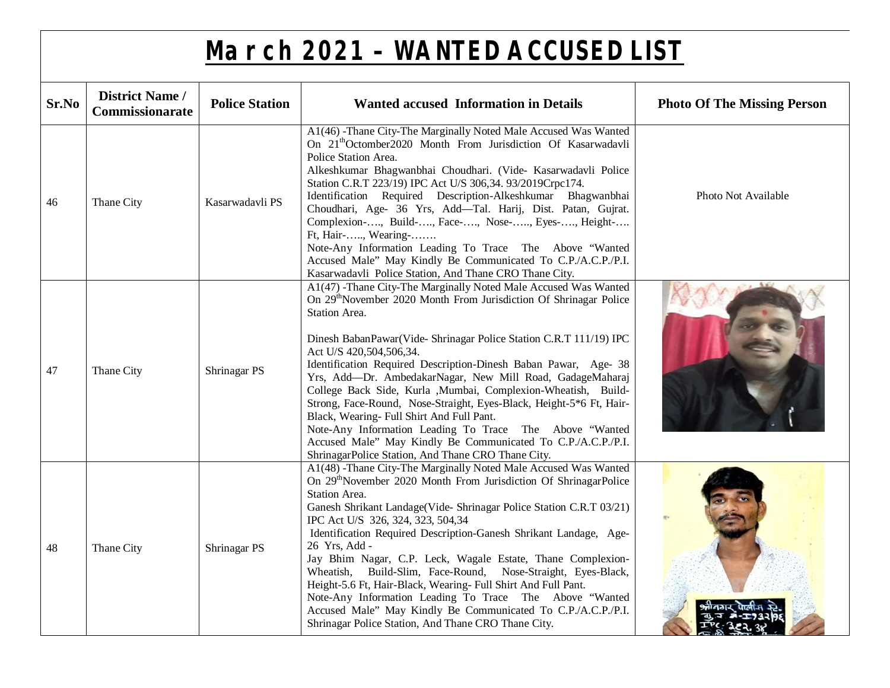# March 2021 – WANTED ACCUSED LIST

| Sr.No | District Name / Commissionerate | Police Station | Wanted accused Information in Details | Photo Of The Missing Person |
|---|---|---|---|---|
| 46 | Thane City | Kasarwadavli PS | A1(46) -Thane City-The Marginally Noted Male Accused Was Wanted On 21[th]Octomber2020 Month From Jurisdiction Of Kasarwadavli Police Station Area. Alkeshkumar Bhagwanbhai Choudhari. (Vide- Kasarwadavli Police Station C.R.T 223/19) IPC Act U/S 306,34. 93/2019Crpc174. Identification Required Description-Alkeshkumar Bhagwanbhai Choudhari, Age- 36 Yrs, Add—Tal. Harij, Dist. Patan, Gujrat. Complexion-…., Build-…., Face-…., Nose-….., Eyes-…., Height-…. Ft, Hair-….., Wearing-……. Note-Any Information Leading To Trace The Above "Wanted Accused Male" May Kindly Be Communicated To C.P./A.C.P./P.I. Kasarwadavli Police Station, And Thane CRO Thane City. | Photo Not Available |
| 47 | Thane City | Shrinagar PS | A1(47) -Thane City-The Marginally Noted Male Accused Was Wanted On 29[th]November 2020 Month From Jurisdiction Of Shrinagar Police Station Area. Dinesh BabanPawar(Vide- Shrinagar Police Station C.R.T 111/19) IPC Act U/S 420,504,506,34. Identification Required Description-Dinesh Baban Pawar, Age- 38 Yrs, Add—Dr. AmbedakarNagar, New Mill Road, GadageMaharaj College Back Side, Kurla ,Mumbai, Complexion-Wheatish, Build-Strong, Face-Round, Nose-Straight, Eyes-Black, Height-5*6 Ft, Hair-Black, Wearing- Full Shirt And Full Pant. Note-Any Information Leading To Trace The Above "Wanted Accused Male" May Kindly Be Communicated To C.P./A.C.P./P.I. ShrinagarPolice Station, And Thane CRO Thane City. | |
| 48 | Thane City | Shrinagar PS | A1(48) -Thane City-The Marginally Noted Male Accused Was Wanted On 29[th]November 2020 Month From Jurisdiction Of ShrinagarPolice Station Area. Ganesh Shrikant Landage(Vide- Shrinagar Police Station C.R.T 03/21) IPC Act U/S 326, 324, 323, 504,34 Identification Required Description-Ganesh Shrikant Landage, Age- 26 Yrs, Add - Jay Bhim Nagar, C.P. Leck, Wagale Estate, Thane Complexion-Wheatish, Build-Slim, Face-Round, Nose-Straight, Eyes-Black, Height-5.6 Ft, Hair-Black, Wearing- Full Shirt And Full Pant. Note-Any Information Leading To Trace The Above "Wanted Accused Male" May Kindly Be Communicated To C.P./A.C.P./P.I. Shrinagar Police Station, And Thane CRO Thane City. | |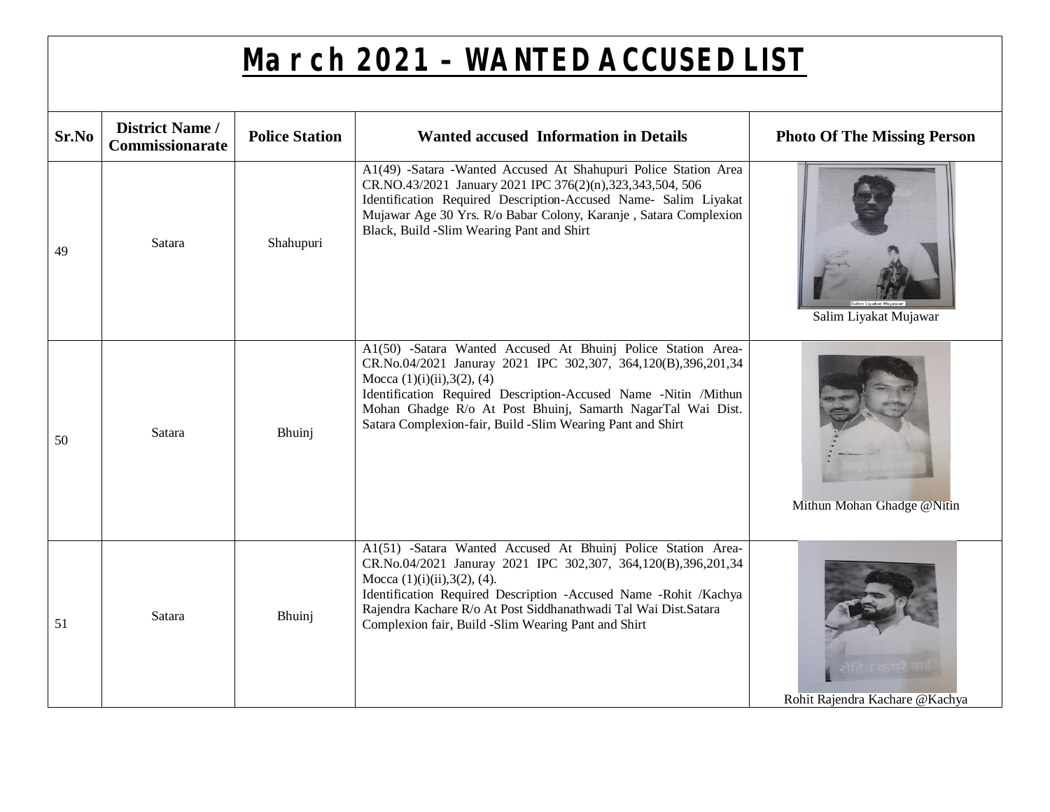# March 2021 – WANTED ACCUSED LIST

| Sr.No | District Name / Commissionarate | Police Station | Wanted accused Information in Details | Photo Of The Missing Person |
|---|---|---|---|---|
| 49 | Satara | Shahupuri | A1(49) -Satara -Wanted Accused At Shahupuri Police Station Area CR.NO.43/2021 January 2021 IPC 376(2)(n),323,343,504, 506 Identification Required Description-Accused Name- Salim Liyakat Mujawar Age 30 Yrs. R/o Babar Colony, Karanje , Satara Complexion Black, Build -Slim Wearing Pant and Shirt | Salim Liyakat Mujawar |
| 50 | Satara | Bhuinj | A1(50) -Satara Wanted Accused At Bhuinj Police Station Area- CR.No.04/2021 Januray 2021 IPC 302,307, 364,120(B),396,201,34 Mocca (1)(i)(ii),3(2), (4) Identification Required Description-Accused Name -Nitin /Mithun Mohan Ghadge R/o At Post Bhuinj, Samarth NagarTal Wai Dist. Satara Complexion-fair, Build -Slim Wearing Pant and Shirt | Mithun Mohan Ghadge @Nitin |
| 51 | Satara | Bhuinj | A1(51) -Satara Wanted Accused At Bhuinj Police Station Area- CR.No.04/2021 Januray 2021 IPC 302,307, 364,120(B),396,201,34 Mocca (1)(i)(ii),3(2), (4). Identification Required Description -Accused Name -Rohit /Kachya Rajendra Kachare R/o At Post Siddhanathwadi Tal Wai Dist.Satara Complexion fair, Build -Slim Wearing Pant and Shirt | Rohit Rajendra Kachare @Kachya |